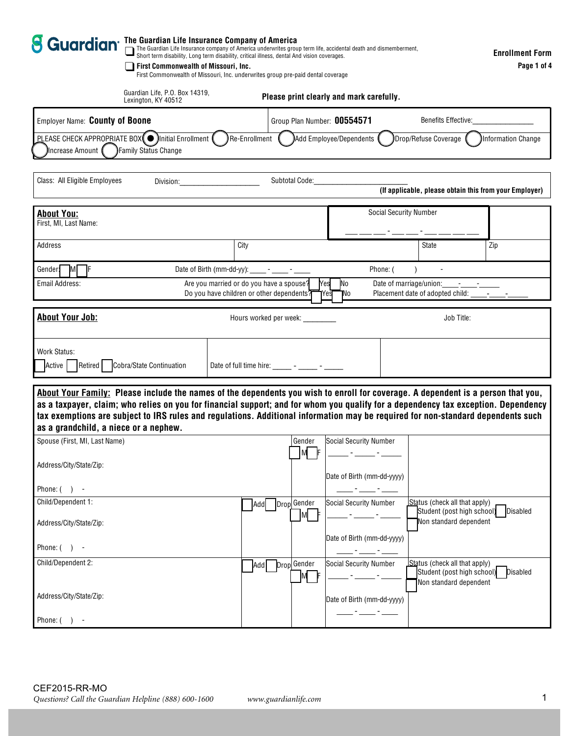**Guardian**

**The Guardian Life Insurance Company of America**

☐ The Guardian Life Insurance company of America underwrites group term life, accidental death and dismemberment, Short term disability, Long term disability, critical illness, dental And vision coverages.

☐ **First Commonwealth of Missouri, Inc.**
First Commonwealth of Missouri, Inc. underwrites group pre-paid dental coverage

**Enrollment Form**

Guardian Life, P.O. Box 14319, Lexington, KY 40512

**Please print clearly and mark carefully.**

Employer Name: **County of Boone** | Group Plan Number: **00554571** | Benefits Effective:_______________

PLEASE CHECK APPROPRIATE BOX ◉ Initial Enrollment ◯ Re-Enrollment ◯ Add Employee/Dependents ◯ Drop/Refuse Coverage ◯ Information Change ◯ Increase Amount ◯ Family Status Change

Class: All Eligible Employees | Division:____________________ | Subtotal Code:________________________

**(If applicable, please obtain this from your Employer)**

## About You:

First, MI, Last Name:

Social Security Number ___ ___ ___ - ___ ___ - ___ ___ ___ ___

| Address | City | State | Zip |
|---|---|---|---|
| | | | |

Gender: ☐ M ☐ F | Date of Birth (mm-dd-yy): ____ - ____ - ____ | Phone: (     )     -

Email Address:

Are you married or do you have a spouse? ☐ Yes ☐ No | Date of marriage/union:____-____-_____

Do you have children or other dependents? ☐ Yes ☐ No | Placement date of adopted child: ____-____-_____

## About Your Job:

Hours worked per week: ________ | Job Title:

Work Status: ☐ Active ☐ Retired ☐ Cobra/State Continuation | Date of full time hire: _____ - _____ - _____

## About Your Family:

**Please include the names of the dependents you wish to enroll for coverage. A dependent is a person that you, as a taxpayer, claim; who relies on you for financial support; and for whom you qualify for a dependency tax exception. Dependency tax exemptions are subject to IRS rules and regulations. Additional information may be required for non-standard dependents such as a grandchild, a niece or a nephew.**

| | | Gender | Social Security Number / Date of Birth | Status |
|---|---|---|---|---|
| Spouse (First, MI, Last Name)<br>Address/City/State/Zip:<br>Phone: (   ) - | | ☐ M ☐ F | _____ - _____ - _____<br>Date of Birth (mm-dd-yyyy)<br>____ - ____ - ____ | |
| Child/Dependent 1:<br>Address/City/State/Zip:<br>Phone: (   ) - | ☐ Add ☐ Drop | ☐ M ☐ F | _____ - _____ - _____<br>Date of Birth (mm-dd-yyyy)<br>____ - ____ - ____ | Status (check all that apply)<br>☐ Student (post high school) ☐ Disabled<br>☐ Non standard dependent |
| Child/Dependent 2:<br>Address/City/State/Zip:<br>Phone: (   ) - | ☐ Add ☐ Drop | ☐ M ☐ F | _____ - _____ - _____<br>Date of Birth (mm-dd-yyyy)<br>____ - ____ - ____ | Status (check all that apply)<br>☐ Student (post high school) ☐ Disabled<br>☐ Non standard dependent |

CEF2015-RR-MO

*Questions? Call the Guardian Helpline (888) 600-1600* *www.guardianlife.com*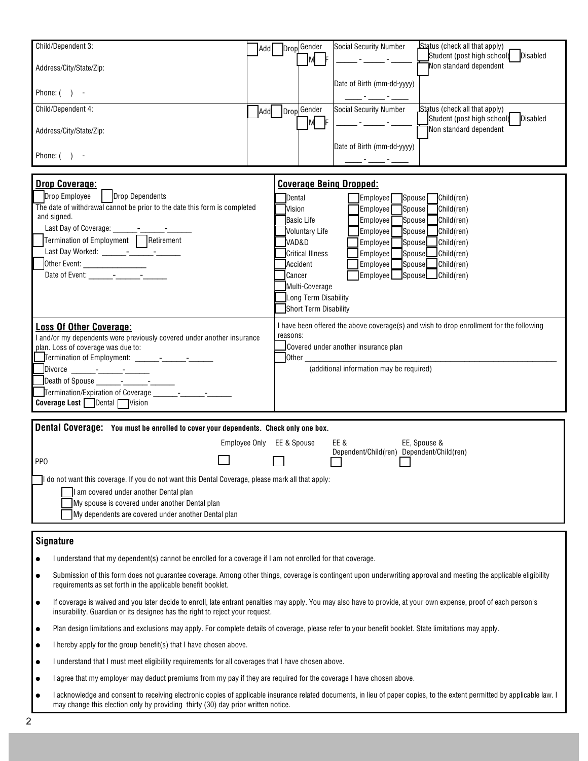| Child/Dependent 3: | ☐ Add ☐ Drop | Gender | Social Security Number | Status (check all that apply) |
|---|---|---|---|---|
| Address/City/State/Zip: | | ☐ M ☐ F | _____ - _____ - _____ | ☐ Student (post high school) ☐ Disabled<br>☐ Non standard dependent |
| Phone: ( ) - | | | Date of Birth (mm-dd-yyyy)<br>____ - ____ - ____ | |

| Child/Dependent 4: | ☐ Add ☐ Drop | Gender | Social Security Number | Status (check all that apply) |
|---|---|---|---|---|
| Address/City/State/Zip: | | ☐ M ☐ F | _____ - _____ - _____ | ☐ Student (post high school) ☐ Disabled<br>☐ Non standard dependent |
| Phone: ( ) - | | | Date of Birth (mm-dd-yyyy)<br>____ - ____ - ____ | |

**Drop Coverage:**

☐ Drop Employee ☐ Drop Dependents

The date of withdrawal cannot be prior to the date this form is completed and signed.

Last Day of Coverage: ______-______-______

☐ Termination of Employment ☐ Retirement

Last Day Worked: ______-______-______

☐ Other Event: ________________

Date of Event: ______-______-______

**Coverage Being Dropped:**

| Coverage | | | |
|---|---|---|---|
| ☐ Dental | ☐ Employee | ☐ Spouse | ☐ Child(ren) |
| ☐ Vision | ☐ Employee | ☐ Spouse | ☐ Child(ren) |
| ☐ Basic Life | ☐ Employee | ☐ Spouse | ☐ Child(ren) |
| ☐ Voluntary Life | ☐ Employee | ☐ Spouse | ☐ Child(ren) |
| ☐ VAD&D | ☐ Employee | ☐ Spouse | ☐ Child(ren) |
| ☐ Critical Illness | ☐ Employee | ☐ Spouse | ☐ Child(ren) |
| ☐ Accident | ☐ Employee | ☐ Spouse | ☐ Child(ren) |
| ☐ Cancer | ☐ Employee | ☐ Spouse | ☐ Child(ren) |
| ☐ Multi-Coverage | | | |
| ☐ Long Term Disability | | | |
| ☐ Short Term Disability | | | |

**Loss Of Other Coverage:**

I and/or my dependents were previously covered under another insurance plan. Loss of coverage was due to:

☐ Termination of Employment: ______-______-______

☐ Divorce ______-______-______

☐ Death of Spouse ______-______-______

☐ Termination/Expiration of Coverage ______-______-______

**Coverage Lost** ☐ Dental ☐ Vision

I have been offered the above coverage(s) and wish to drop enrollment for the following reasons:

☐ Covered under another insurance plan

☐ Other ________________________________________________

(additional information may be required)

**Dental Coverage:** **You must be enrolled to cover your dependents. Check only one box.**

| | Employee Only | EE & Spouse | EE & Dependent/Child(ren) | EE, Spouse & Dependent/Child(ren) |
|---|---|---|---|---|
| PPO | ☐ | ☐ | ☐ | ☐ |

☐ I do not want this coverage. If you do not want this Dental Coverage, please mark all that apply:

- ☐ I am covered under another Dental plan
- ☐ My spouse is covered under another Dental plan
- ☐ My dependents are covered under another Dental plan

**Signature**

- I understand that my dependent(s) cannot be enrolled for a coverage if I am not enrolled for that coverage.
- Submission of this form does not guarantee coverage. Among other things, coverage is contingent upon underwriting approval and meeting the applicable eligibility requirements as set forth in the applicable benefit booklet.
- If coverage is waived and you later decide to enroll, late entrant penalties may apply. You may also have to provide, at your own expense, proof of each person's insurability. Guardian or its designee has the right to reject your request.
- Plan design limitations and exclusions may apply. For complete details of coverage, please refer to your benefit booklet. State limitations may apply.
- I hereby apply for the group benefit(s) that I have chosen above.
- I understand that I must meet eligibility requirements for all coverages that I have chosen above.
- I agree that my employer may deduct premiums from my pay if they are required for the coverage I have chosen above.
- I acknowledge and consent to receiving electronic copies of applicable insurance related documents, in lieu of paper copies, to the extent permitted by applicable law. I may change this election only by providing thirty (30) day prior written notice.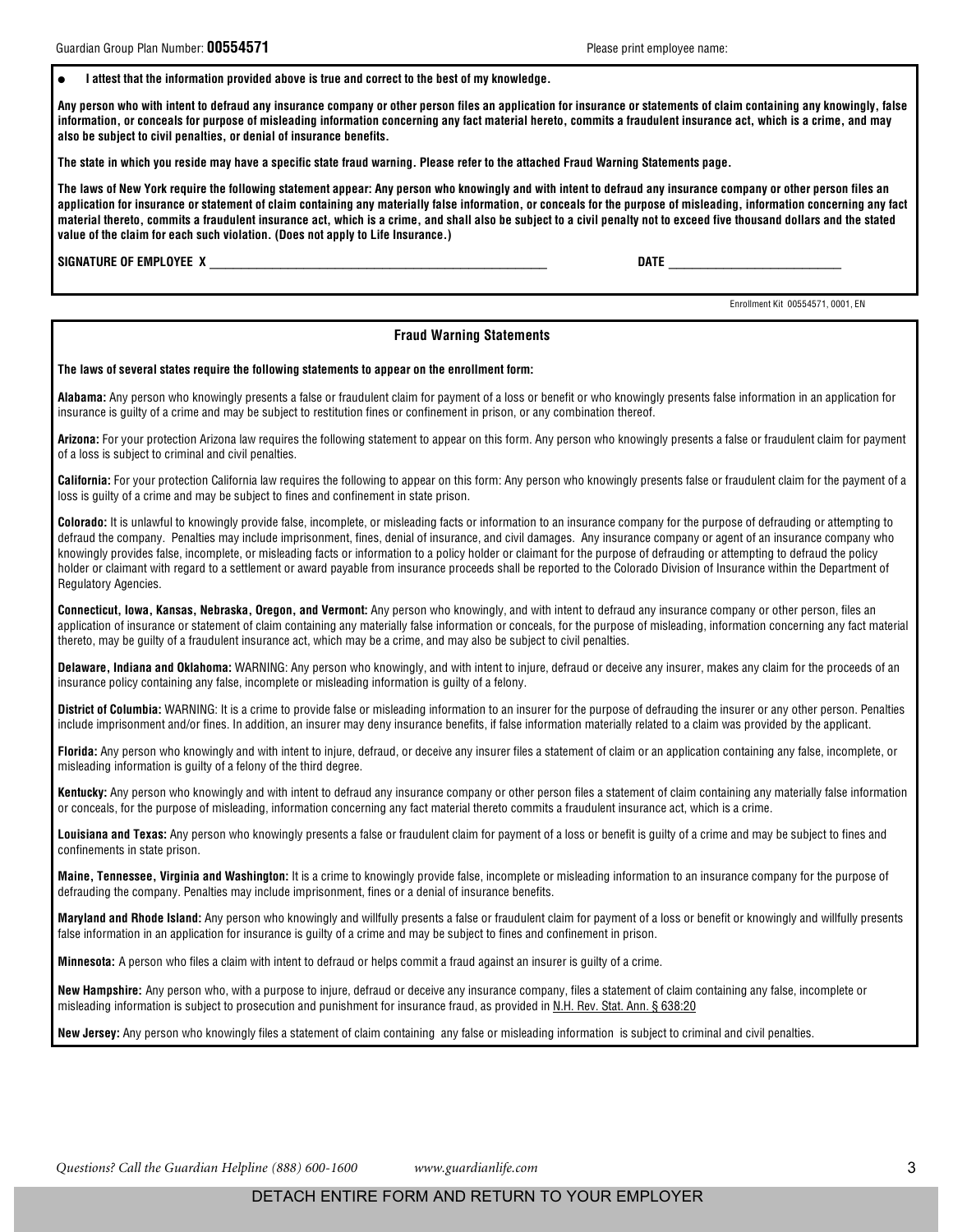Guardian Group Plan Number: **00554571**

Please print employee name:

- **I attest that the information provided above is true and correct to the best of my knowledge.**

**Any person who with intent to defraud any insurance company or other person files an application for insurance or statements of claim containing any knowingly, false information, or conceals for purpose of misleading information concerning any fact material hereto, commits a fraudulent insurance act, which is a crime, and may also be subject to civil penalties, or denial of insurance benefits.**

**The state in which you reside may have a specific state fraud warning. Please refer to the attached Fraud Warning Statements page.**

**The laws of New York require the following statement appear: Any person who knowingly and with intent to defraud any insurance company or other person files an application for insurance or statement of claim containing any materially false information, or conceals for the purpose of misleading, information concerning any fact material thereto, commits a fraudulent insurance act, which is a crime, and shall also be subject to a civil penalty not to exceed five thousand dollars and the stated value of the claim for each such violation. (Does not apply to Life Insurance.)**

**SIGNATURE OF EMPLOYEE X** ______________________________ **DATE** ____________________

Enrollment Kit 00554571, 0001, EN

## Fraud Warning Statements

**The laws of several states require the following statements to appear on the enrollment form:**

**Alabama:** Any person who knowingly presents a false or fraudulent claim for payment of a loss or benefit or who knowingly presents false information in an application for insurance is guilty of a crime and may be subject to restitution fines or confinement in prison, or any combination thereof.

**Arizona:** For your protection Arizona law requires the following statement to appear on this form. Any person who knowingly presents a false or fraudulent claim for payment of a loss is subject to criminal and civil penalties.

**California:** For your protection California law requires the following to appear on this form: Any person who knowingly presents false or fraudulent claim for the payment of a loss is guilty of a crime and may be subject to fines and confinement in state prison.

**Colorado:** It is unlawful to knowingly provide false, incomplete, or misleading facts or information to an insurance company for the purpose of defrauding or attempting to defraud the company. Penalties may include imprisonment, fines, denial of insurance, and civil damages. Any insurance company or agent of an insurance company who knowingly provides false, incomplete, or misleading facts or information to a policy holder or claimant for the purpose of defrauding or attempting to defraud the policy holder or claimant with regard to a settlement or award payable from insurance proceeds shall be reported to the Colorado Division of Insurance within the Department of Regulatory Agencies.

**Connecticut, Iowa, Kansas, Nebraska, Oregon, and Vermont:** Any person who knowingly, and with intent to defraud any insurance company or other person, files an application of insurance or statement of claim containing any materially false information or conceals, for the purpose of misleading, information concerning any fact material thereto, may be guilty of a fraudulent insurance act, which may be a crime, and may also be subject to civil penalties.

**Delaware, Indiana and Oklahoma:** WARNING: Any person who knowingly, and with intent to injure, defraud or deceive any insurer, makes any claim for the proceeds of an insurance policy containing any false, incomplete or misleading information is guilty of a felony.

**District of Columbia:** WARNING: It is a crime to provide false or misleading information to an insurer for the purpose of defrauding the insurer or any other person. Penalties include imprisonment and/or fines. In addition, an insurer may deny insurance benefits, if false information materially related to a claim was provided by the applicant.

**Florida:** Any person who knowingly and with intent to injure, defraud, or deceive any insurer files a statement of claim or an application containing any false, incomplete, or misleading information is guilty of a felony of the third degree.

**Kentucky:** Any person who knowingly and with intent to defraud any insurance company or other person files a statement of claim containing any materially false information or conceals, for the purpose of misleading, information concerning any fact material thereto commits a fraudulent insurance act, which is a crime.

**Louisiana and Texas:** Any person who knowingly presents a false or fraudulent claim for payment of a loss or benefit is guilty of a crime and may be subject to fines and confinements in state prison.

**Maine, Tennessee, Virginia and Washington:** It is a crime to knowingly provide false, incomplete or misleading information to an insurance company for the purpose of defrauding the company. Penalties may include imprisonment, fines or a denial of insurance benefits.

**Maryland and Rhode Island:** Any person who knowingly and willfully presents a false or fraudulent claim for payment of a loss or benefit or knowingly and willfully presents false information in an application for insurance is guilty of a crime and may be subject to fines and confinement in prison.

**Minnesota:** A person who files a claim with intent to defraud or helps commit a fraud against an insurer is guilty of a crime.

**New Hampshire:** Any person who, with a purpose to injure, defraud or deceive any insurance company, files a statement of claim containing any false, incomplete or misleading information is subject to prosecution and punishment for insurance fraud, as provided in N.H. Rev. Stat. Ann. § 638:20

**New Jersey:** Any person who knowingly files a statement of claim containing any false or misleading information is subject to criminal and civil penalties.

*Questions? Call the Guardian Helpline (888) 600-1600* *www.guardianlife.com*

DETACH ENTIRE FORM AND RETURN TO YOUR EMPLOYER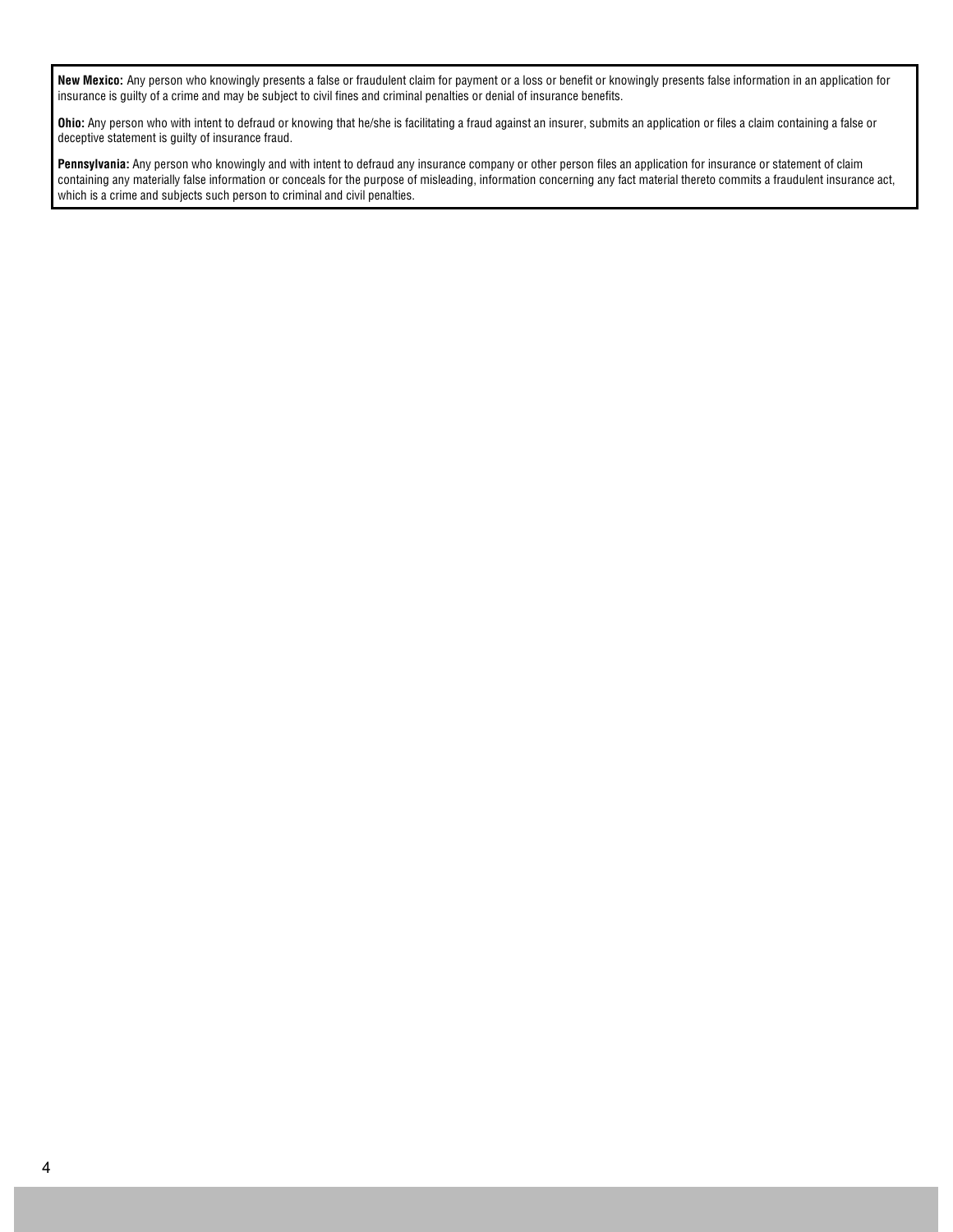**New Mexico:** Any person who knowingly presents a false or fraudulent claim for payment or a loss or benefit or knowingly presents false information in an application for insurance is guilty of a crime and may be subject to civil fines and criminal penalties or denial of insurance benefits.

**Ohio:** Any person who with intent to defraud or knowing that he/she is facilitating a fraud against an insurer, submits an application or files a claim containing a false or deceptive statement is guilty of insurance fraud.

**Pennsylvania:** Any person who knowingly and with intent to defraud any insurance company or other person files an application for insurance or statement of claim containing any materially false information or conceals for the purpose of misleading, information concerning any fact material thereto commits a fraudulent insurance act, which is a crime and subjects such person to criminal and civil penalties.